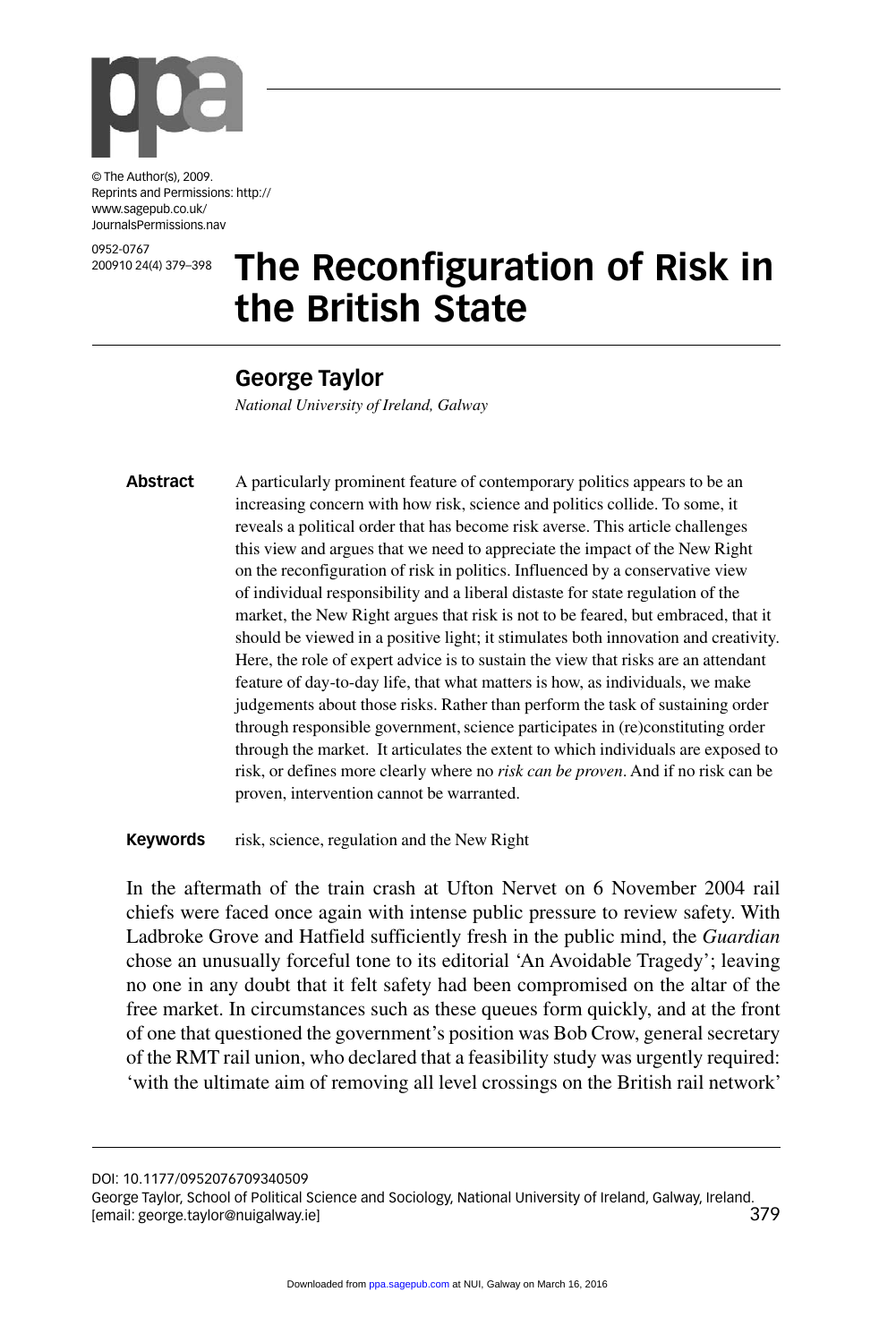# The Reconfiguration of Risk in the British State

## George Taylor

*National University of Ireland, Galway*

**Abstract** A particularly prominent feature of contemporary politics appears to be an increasing concern with how risk, science and politics collide. To some, it reveals a political order that has become risk averse. This article challenges this view and argues that we need to appreciate the impact of the New Right on the reconfiguration of risk in politics. Influenced by a conservative view of individual responsibility and a liberal distaste for state regulation of the market, the New Right argues that risk is not to be feared, but embraced, that it should be viewed in a positive light; it stimulates both innovation and creativity. Here, the role of expert advice is to sustain the view that risks are an attendant feature of day-to-day life, that what matters is how, as individuals, we make judgements about those risks. Rather than perform the task of sustaining order through responsible government, science participates in (re)constituting order through the market. It articulates the extent to which individuals are exposed to risk, or defines more clearly where no *risk can be proven*. And if no risk can be proven, intervention cannot be warranted.

**Keywords** risk, science, regulation and the New Right

In the aftermath of the train crash at Ufton Nervet on 6 November 2004 rail chiefs were faced once again with intense public pressure to review safety. With Ladbroke Grove and Hatfield sufficiently fresh in the public mind, the *Guardian* chose an unusually forceful tone to its editorial 'An Avoidable Tragedy'; leaving no one in any doubt that it felt safety had been compromised on the altar of the free market. In circumstances such as these queues form quickly, and at the front of one that questioned the government's position was Bob Crow, general secretary of the RMT rail union, who declared that a feasibility study was urgently required: 'with the ultimate aim of removing all level crossings on the British rail network'

DOI: 10.1177/0952076709340509

George Taylor, School of Political Science and Sociology, National University of Ireland, Galway, Ireland. [email: george.taylor@nuigalway.ie]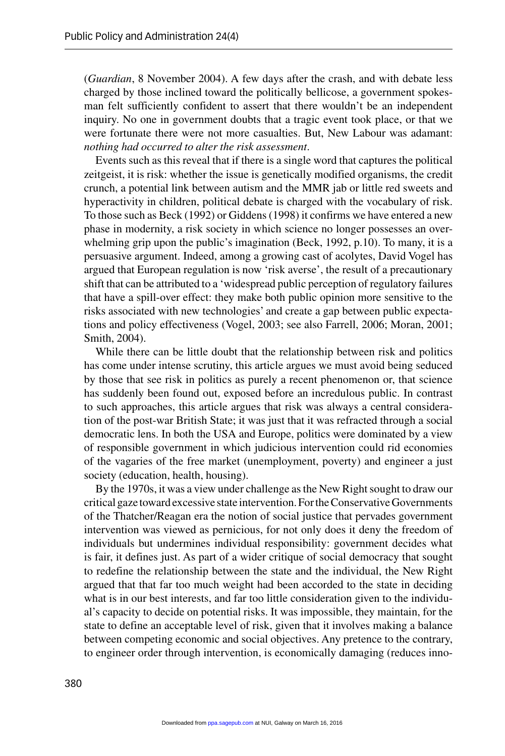(*Guardian*, 8 November 2004). A few days after the crash, and with debate less charged by those inclined toward the politically bellicose, a government spokesman felt sufficiently confident to assert that there wouldn't be an independent inquiry. No one in government doubts that a tragic event took place, or that we were fortunate there were not more casualties. But, New Labour was adamant: *nothing had occurred to alter the risk assessment*.

Events such as this reveal that if there is a single word that captures the political zeitgeist, it is risk: whether the issue is genetically modified organisms, the credit crunch, a potential link between autism and the MMR jab or little red sweets and hyperactivity in children, political debate is charged with the vocabulary of risk. To those such as Beck (1992) or Giddens (1998) it confirms we have entered a new phase in modernity, a risk society in which science no longer possesses an overwhelming grip upon the public's imagination (Beck, 1992, p.10). To many, it is a persuasive argument. Indeed, among a growing cast of acolytes, David Vogel has argued that European regulation is now 'risk averse', the result of a precautionary shift that can be attributed to a 'widespread public perception of regulatory failures that have a spill-over effect: they make both public opinion more sensitive to the risks associated with new technologies' and create a gap between public expectations and policy effectiveness (Vogel, 2003; see also Farrell, 2006; Moran, 2001; Smith, 2004).

While there can be little doubt that the relationship between risk and politics has come under intense scrutiny, this article argues we must avoid being seduced by those that see risk in politics as purely a recent phenomenon or, that science has suddenly been found out, exposed before an incredulous public. In contrast to such approaches, this article argues that risk was always a central consideration of the post-war British State; it was just that it was refracted through a social democratic lens. In both the USA and Europe, politics were dominated by a view of responsible government in which judicious intervention could rid economies of the vagaries of the free market (unemployment, poverty) and engineer a just society (education, health, housing).

By the 1970s, it was a view under challenge as the New Right sought to draw our critical gaze toward excessive state intervention. For the Conservative Governments of the Thatcher/Reagan era the notion of social justice that pervades government intervention was viewed as pernicious, for not only does it deny the freedom of individuals but undermines individual responsibility: government decides what is fair, it defines just. As part of a wider critique of social democracy that sought to redefine the relationship between the state and the individual, the New Right argued that that far too much weight had been accorded to the state in deciding what is in our best interests, and far too little consideration given to the individual's capacity to decide on potential risks. It was impossible, they maintain, for the state to define an acceptable level of risk, given that it involves making a balance between competing economic and social objectives. Any pretence to the contrary, to engineer order through intervention, is economically damaging (reduces inno-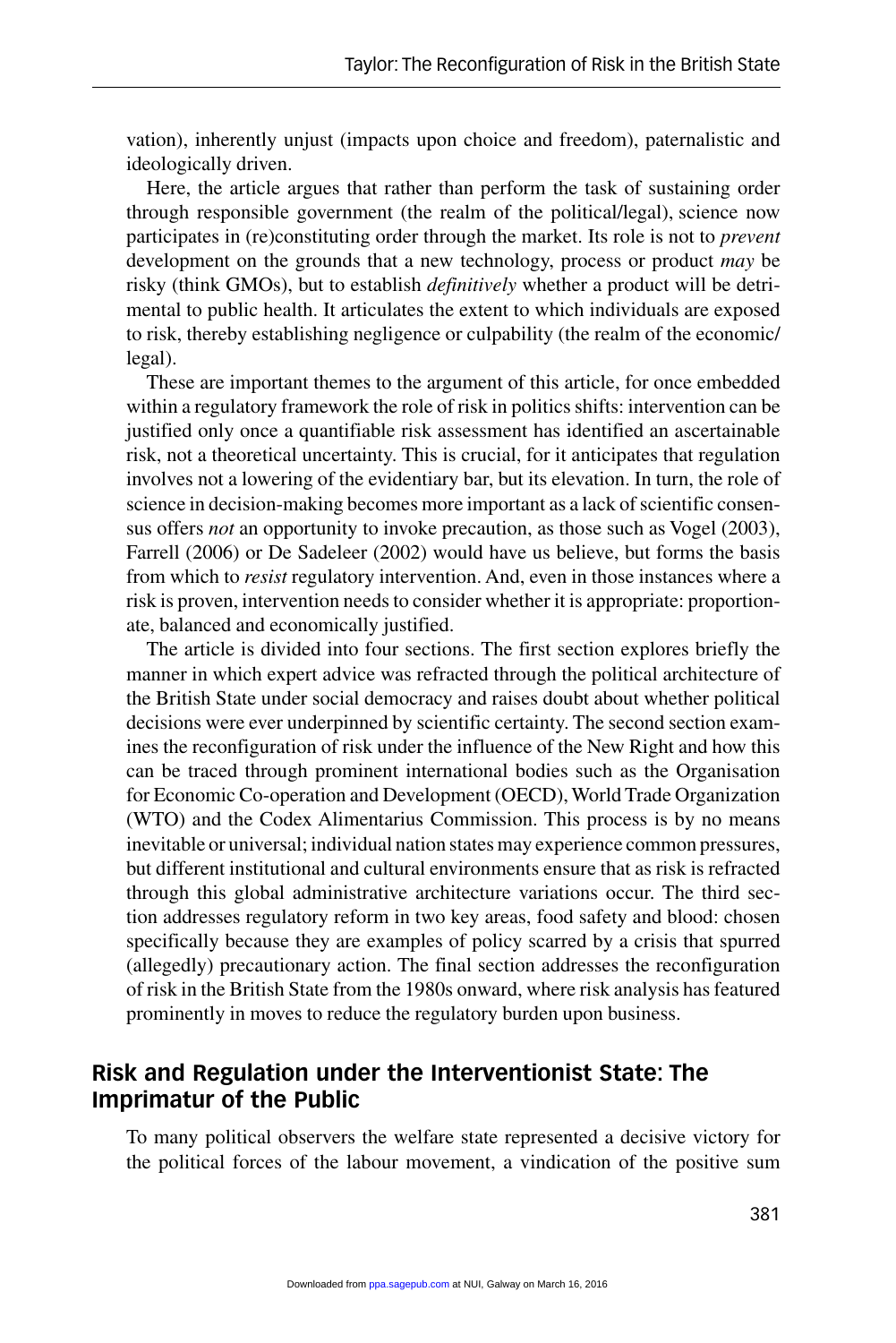vation), inherently unjust (impacts upon choice and freedom), paternalistic and ideologically driven.

Here, the article argues that rather than perform the task of sustaining order through responsible government (the realm of the political/legal), science now participates in (re)constituting order through the market. Its role is not to *prevent* development on the grounds that a new technology, process or product *may* be risky (think GMOs), but to establish *definitively* whether a product will be detrimental to public health. It articulates the extent to which individuals are exposed to risk, thereby establishing negligence or culpability (the realm of the economic/legal).

These are important themes to the argument of this article, for once embedded within a regulatory framework the role of risk in politics shifts: intervention can be justified only once a quantifiable risk assessment has identified an ascertainable risk, not a theoretical uncertainty. This is crucial, for it anticipates that regulation involves not a lowering of the evidentiary bar, but its elevation. In turn, the role of science in decision-making becomes more important as a lack of scientific consensus offers *not* an opportunity to invoke precaution, as those such as Vogel (2003), Farrell (2006) or De Sadeleer (2002) would have us believe, but forms the basis from which to *resist* regulatory intervention. And, even in those instances where a risk is proven, intervention needs to consider whether it is appropriate: proportionate, balanced and economically justified.

The article is divided into four sections. The first section explores briefly the manner in which expert advice was refracted through the political architecture of the British State under social democracy and raises doubt about whether political decisions were ever underpinned by scientific certainty. The second section examines the reconfiguration of risk under the influence of the New Right and how this can be traced through prominent international bodies such as the Organisation for Economic Co-operation and Development (OECD), World Trade Organization (WTO) and the Codex Alimentarius Commission. This process is by no means inevitable or universal; individual nation states may experience common pressures, but different institutional and cultural environments ensure that as risk is refracted through this global administrative architecture variations occur. The third section addresses regulatory reform in two key areas, food safety and blood: chosen specifically because they are examples of policy scarred by a crisis that spurred (allegedly) precautionary action. The final section addresses the reconfiguration of risk in the British State from the 1980s onward, where risk analysis has featured prominently in moves to reduce the regulatory burden upon business.

## Risk and Regulation under the Interventionist State: The Imprimatur of the Public

To many political observers the welfare state represented a decisive victory for the political forces of the labour movement, a vindication of the positive sum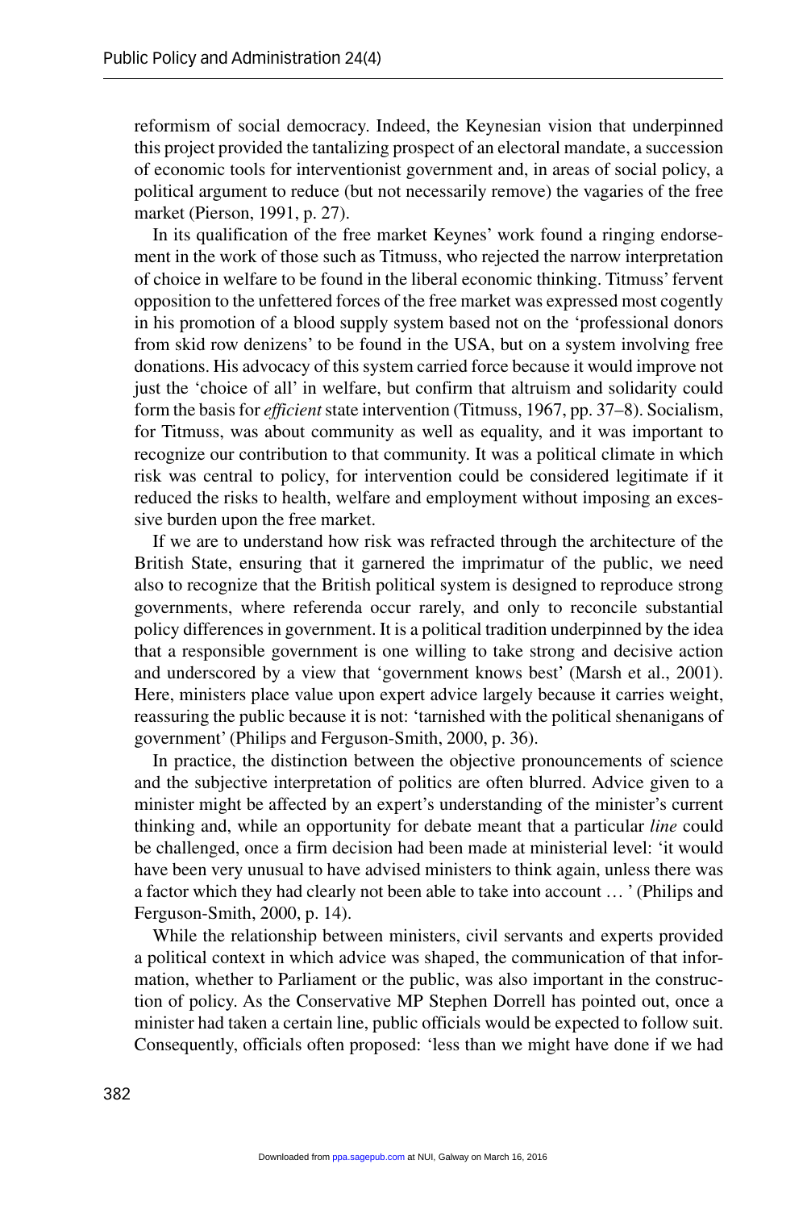reformism of social democracy. Indeed, the Keynesian vision that underpinned this project provided the tantalizing prospect of an electoral mandate, a succession of economic tools for interventionist government and, in areas of social policy, a political argument to reduce (but not necessarily remove) the vagaries of the free market (Pierson, 1991, p. 27).

In its qualification of the free market Keynes' work found a ringing endorsement in the work of those such as Titmuss, who rejected the narrow interpretation of choice in welfare to be found in the liberal economic thinking. Titmuss' fervent opposition to the unfettered forces of the free market was expressed most cogently in his promotion of a blood supply system based not on the 'professional donors from skid row denizens' to be found in the USA, but on a system involving free donations. His advocacy of this system carried force because it would improve not just the 'choice of all' in welfare, but confirm that altruism and solidarity could form the basis for *efficient* state intervention (Titmuss, 1967, pp. 37–8). Socialism, for Titmuss, was about community as well as equality, and it was important to recognize our contribution to that community. It was a political climate in which risk was central to policy, for intervention could be considered legitimate if it reduced the risks to health, welfare and employment without imposing an excessive burden upon the free market.

If we are to understand how risk was refracted through the architecture of the British State, ensuring that it garnered the imprimatur of the public, we need also to recognize that the British political system is designed to reproduce strong governments, where referenda occur rarely, and only to reconcile substantial policy differences in government. It is a political tradition underpinned by the idea that a responsible government is one willing to take strong and decisive action and underscored by a view that 'government knows best' (Marsh et al., 2001). Here, ministers place value upon expert advice largely because it carries weight, reassuring the public because it is not: 'tarnished with the political shenanigans of government' (Philips and Ferguson-Smith, 2000, p. 36).

In practice, the distinction between the objective pronouncements of science and the subjective interpretation of politics are often blurred. Advice given to a minister might be affected by an expert's understanding of the minister's current thinking and, while an opportunity for debate meant that a particular *line* could be challenged, once a firm decision had been made at ministerial level: 'it would have been very unusual to have advised ministers to think again, unless there was a factor which they had clearly not been able to take into account … ' (Philips and Ferguson-Smith, 2000, p. 14).

While the relationship between ministers, civil servants and experts provided a political context in which advice was shaped, the communication of that information, whether to Parliament or the public, was also important in the construction of policy. As the Conservative MP Stephen Dorrell has pointed out, once a minister had taken a certain line, public officials would be expected to follow suit. Consequently, officials often proposed: 'less than we might have done if we had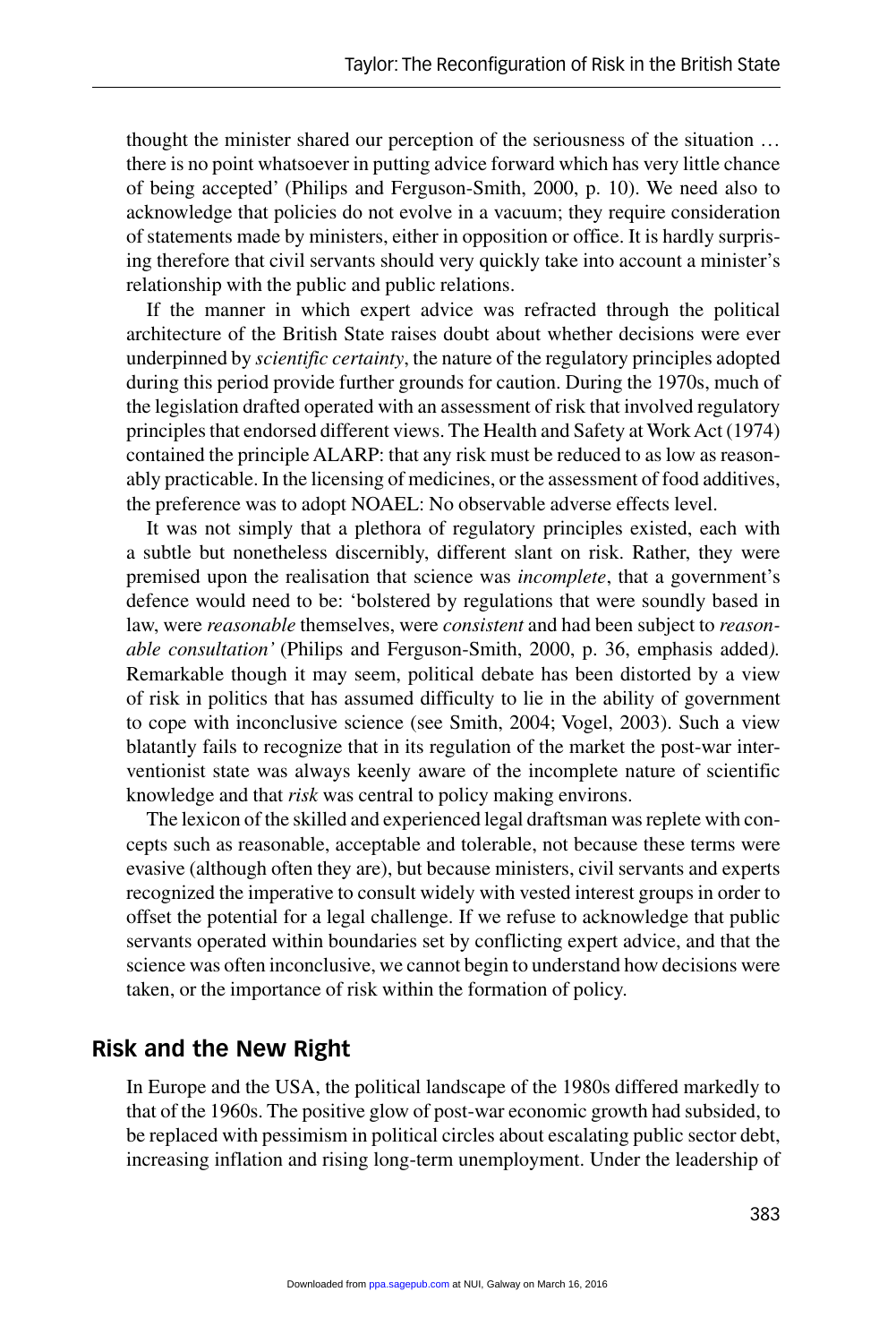thought the minister shared our perception of the seriousness of the situation … there is no point whatsoever in putting advice forward which has very little chance of being accepted' (Philips and Ferguson-Smith, 2000, p. 10). We need also to acknowledge that policies do not evolve in a vacuum; they require consideration of statements made by ministers, either in opposition or office. It is hardly surprising therefore that civil servants should very quickly take into account a minister's relationship with the public and public relations.

If the manner in which expert advice was refracted through the political architecture of the British State raises doubt about whether decisions were ever underpinned by *scientific certainty*, the nature of the regulatory principles adopted during this period provide further grounds for caution. During the 1970s, much of the legislation drafted operated with an assessment of risk that involved regulatory principles that endorsed different views. The Health and Safety at Work Act (1974) contained the principle ALARP: that any risk must be reduced to as low as reasonably practicable. In the licensing of medicines, or the assessment of food additives, the preference was to adopt NOAEL: No observable adverse effects level.

It was not simply that a plethora of regulatory principles existed, each with a subtle but nonetheless discernibly, different slant on risk. Rather, they were premised upon the realisation that science was *incomplete*, that a government's defence would need to be: 'bolstered by regulations that were soundly based in law, were *reasonable* themselves, were *consistent* and had been subject to *reasonable consultation'* (Philips and Ferguson-Smith, 2000, p. 36, emphasis added). Remarkable though it may seem, political debate has been distorted by a view of risk in politics that has assumed difficulty to lie in the ability of government to cope with inconclusive science (see Smith, 2004; Vogel, 2003). Such a view blatantly fails to recognize that in its regulation of the market the post-war interventionist state was always keenly aware of the incomplete nature of scientific knowledge and that *risk* was central to policy making environs.

The lexicon of the skilled and experienced legal draftsman was replete with concepts such as reasonable, acceptable and tolerable, not because these terms were evasive (although often they are), but because ministers, civil servants and experts recognized the imperative to consult widely with vested interest groups in order to offset the potential for a legal challenge. If we refuse to acknowledge that public servants operated within boundaries set by conflicting expert advice, and that the science was often inconclusive, we cannot begin to understand how decisions were taken, or the importance of risk within the formation of policy.

## Risk and the New Right

In Europe and the USA, the political landscape of the 1980s differed markedly to that of the 1960s. The positive glow of post-war economic growth had subsided, to be replaced with pessimism in political circles about escalating public sector debt, increasing inflation and rising long-term unemployment. Under the leadership of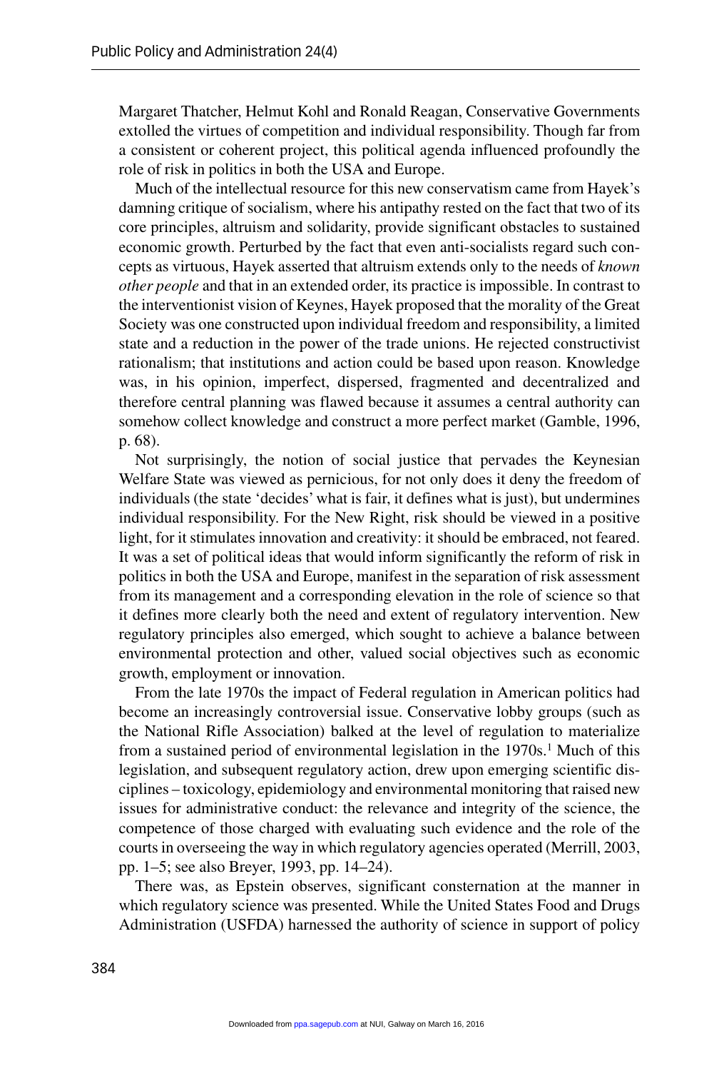Margaret Thatcher, Helmut Kohl and Ronald Reagan, Conservative Governments extolled the virtues of competition and individual responsibility. Though far from a consistent or coherent project, this political agenda influenced profoundly the role of risk in politics in both the USA and Europe.

Much of the intellectual resource for this new conservatism came from Hayek's damning critique of socialism, where his antipathy rested on the fact that two of its core principles, altruism and solidarity, provide significant obstacles to sustained economic growth. Perturbed by the fact that even anti-socialists regard such concepts as virtuous, Hayek asserted that altruism extends only to the needs of *known other people* and that in an extended order, its practice is impossible. In contrast to the interventionist vision of Keynes, Hayek proposed that the morality of the Great Society was one constructed upon individual freedom and responsibility, a limited state and a reduction in the power of the trade unions. He rejected constructivist rationalism; that institutions and action could be based upon reason. Knowledge was, in his opinion, imperfect, dispersed, fragmented and decentralized and therefore central planning was flawed because it assumes a central authority can somehow collect knowledge and construct a more perfect market (Gamble, 1996, p. 68).

Not surprisingly, the notion of social justice that pervades the Keynesian Welfare State was viewed as pernicious, for not only does it deny the freedom of individuals (the state 'decides' what is fair, it defines what is just), but undermines individual responsibility. For the New Right, risk should be viewed in a positive light, for it stimulates innovation and creativity: it should be embraced, not feared. It was a set of political ideas that would inform significantly the reform of risk in politics in both the USA and Europe, manifest in the separation of risk assessment from its management and a corresponding elevation in the role of science so that it defines more clearly both the need and extent of regulatory intervention. New regulatory principles also emerged, which sought to achieve a balance between environmental protection and other, valued social objectives such as economic growth, employment or innovation.

From the late 1970s the impact of Federal regulation in American politics had become an increasingly controversial issue. Conservative lobby groups (such as the National Rifle Association) balked at the level of regulation to materialize from a sustained period of environmental legislation in the 1970s.[1] Much of this legislation, and subsequent regulatory action, drew upon emerging scientific disciplines – toxicology, epidemiology and environmental monitoring that raised new issues for administrative conduct: the relevance and integrity of the science, the competence of those charged with evaluating such evidence and the role of the courts in overseeing the way in which regulatory agencies operated (Merrill, 2003, pp. 1–5; see also Breyer, 1993, pp. 14–24).

There was, as Epstein observes, significant consternation at the manner in which regulatory science was presented. While the United States Food and Drugs Administration (USFDA) harnessed the authority of science in support of policy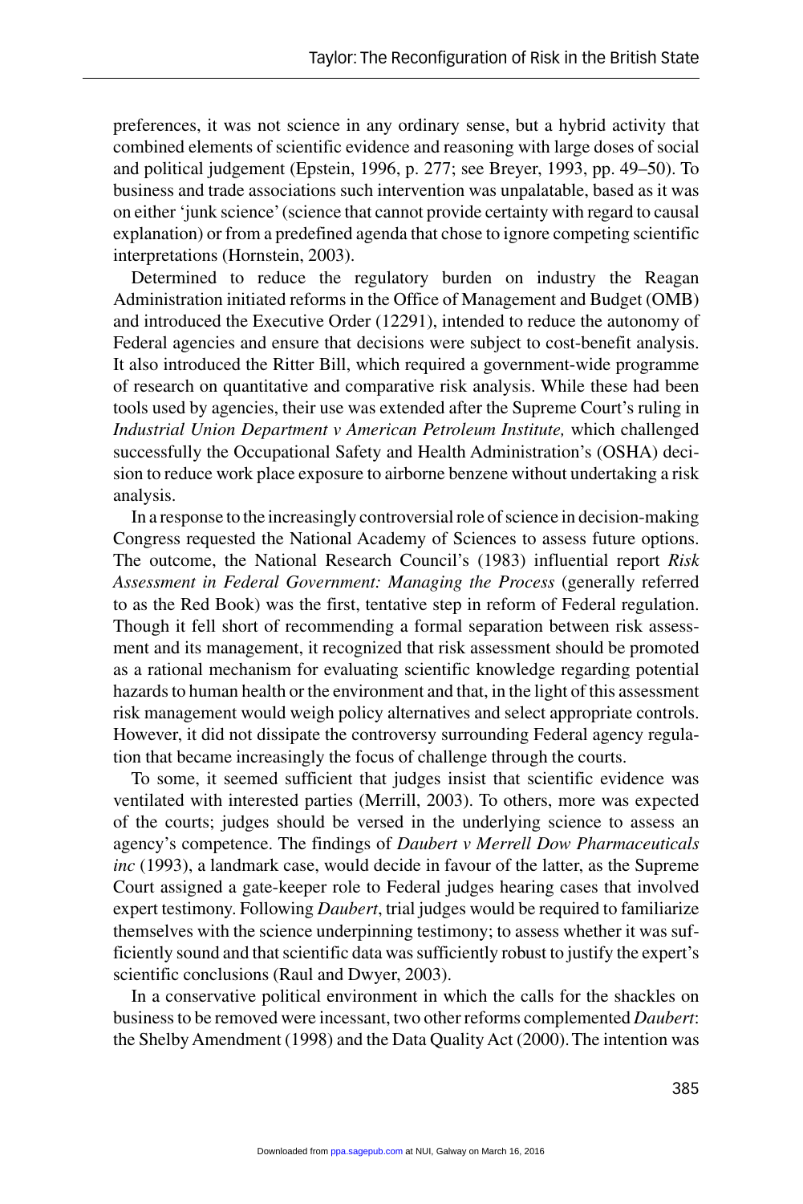preferences, it was not science in any ordinary sense, but a hybrid activity that combined elements of scientific evidence and reasoning with large doses of social and political judgement (Epstein, 1996, p. 277; see Breyer, 1993, pp. 49–50). To business and trade associations such intervention was unpalatable, based as it was on either 'junk science' (science that cannot provide certainty with regard to causal explanation) or from a predefined agenda that chose to ignore competing scientific interpretations (Hornstein, 2003).

Determined to reduce the regulatory burden on industry the Reagan Administration initiated reforms in the Office of Management and Budget (OMB) and introduced the Executive Order (12291), intended to reduce the autonomy of Federal agencies and ensure that decisions were subject to cost-benefit analysis. It also introduced the Ritter Bill, which required a government-wide programme of research on quantitative and comparative risk analysis. While these had been tools used by agencies, their use was extended after the Supreme Court's ruling in *Industrial Union Department v American Petroleum Institute,* which challenged successfully the Occupational Safety and Health Administration's (OSHA) decision to reduce work place exposure to airborne benzene without undertaking a risk analysis.

In a response to the increasingly controversial role of science in decision-making Congress requested the National Academy of Sciences to assess future options. The outcome, the National Research Council's (1983) influential report *Risk Assessment in Federal Government: Managing the Process* (generally referred to as the Red Book) was the first, tentative step in reform of Federal regulation. Though it fell short of recommending a formal separation between risk assessment and its management, it recognized that risk assessment should be promoted as a rational mechanism for evaluating scientific knowledge regarding potential hazards to human health or the environment and that, in the light of this assessment risk management would weigh policy alternatives and select appropriate controls. However, it did not dissipate the controversy surrounding Federal agency regulation that became increasingly the focus of challenge through the courts.

To some, it seemed sufficient that judges insist that scientific evidence was ventilated with interested parties (Merrill, 2003). To others, more was expected of the courts; judges should be versed in the underlying science to assess an agency's competence. The findings of *Daubert v Merrell Dow Pharmaceuticals inc* (1993), a landmark case, would decide in favour of the latter, as the Supreme Court assigned a gate-keeper role to Federal judges hearing cases that involved expert testimony. Following *Daubert*, trial judges would be required to familiarize themselves with the science underpinning testimony; to assess whether it was sufficiently sound and that scientific data was sufficiently robust to justify the expert's scientific conclusions (Raul and Dwyer, 2003).

In a conservative political environment in which the calls for the shackles on business to be removed were incessant, two other reforms complemented *Daubert*: the Shelby Amendment (1998) and the Data Quality Act (2000). The intention was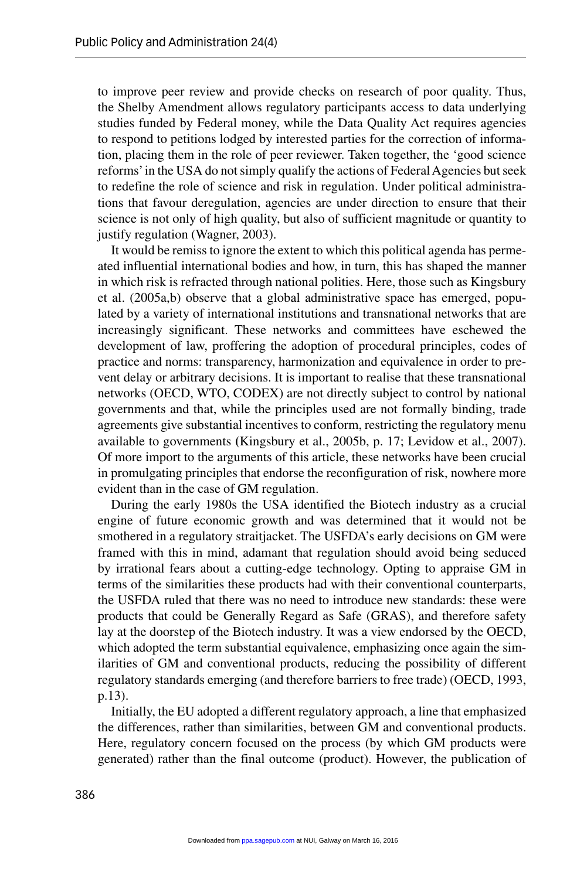to improve peer review and provide checks on research of poor quality. Thus, the Shelby Amendment allows regulatory participants access to data underlying studies funded by Federal money, while the Data Quality Act requires agencies to respond to petitions lodged by interested parties for the correction of information, placing them in the role of peer reviewer. Taken together, the 'good science reforms' in the USA do not simply qualify the actions of Federal Agencies but seek to redefine the role of science and risk in regulation. Under political administrations that favour deregulation, agencies are under direction to ensure that their science is not only of high quality, but also of sufficient magnitude or quantity to justify regulation (Wagner, 2003).

It would be remiss to ignore the extent to which this political agenda has permeated influential international bodies and how, in turn, this has shaped the manner in which risk is refracted through national polities. Here, those such as Kingsbury et al. (2005a,b) observe that a global administrative space has emerged, populated by a variety of international institutions and transnational networks that are increasingly significant. These networks and committees have eschewed the development of law, proffering the adoption of procedural principles, codes of practice and norms: transparency, harmonization and equivalence in order to prevent delay or arbitrary decisions. It is important to realise that these transnational networks (OECD, WTO, CODEX) are not directly subject to control by national governments and that, while the principles used are not formally binding, trade agreements give substantial incentives to conform, restricting the regulatory menu available to governments (Kingsbury et al., 2005b, p. 17; Levidow et al., 2007). Of more import to the arguments of this article, these networks have been crucial in promulgating principles that endorse the reconfiguration of risk, nowhere more evident than in the case of GM regulation.

During the early 1980s the USA identified the Biotech industry as a crucial engine of future economic growth and was determined that it would not be smothered in a regulatory straitjacket. The USFDA's early decisions on GM were framed with this in mind, adamant that regulation should avoid being seduced by irrational fears about a cutting-edge technology. Opting to appraise GM in terms of the similarities these products had with their conventional counterparts, the USFDA ruled that there was no need to introduce new standards: these were products that could be Generally Regard as Safe (GRAS), and therefore safety lay at the doorstep of the Biotech industry. It was a view endorsed by the OECD, which adopted the term substantial equivalence, emphasizing once again the similarities of GM and conventional products, reducing the possibility of different regulatory standards emerging (and therefore barriers to free trade) (OECD, 1993, p.13).

Initially, the EU adopted a different regulatory approach, a line that emphasized the differences, rather than similarities, between GM and conventional products. Here, regulatory concern focused on the process (by which GM products were generated) rather than the final outcome (product). However, the publication of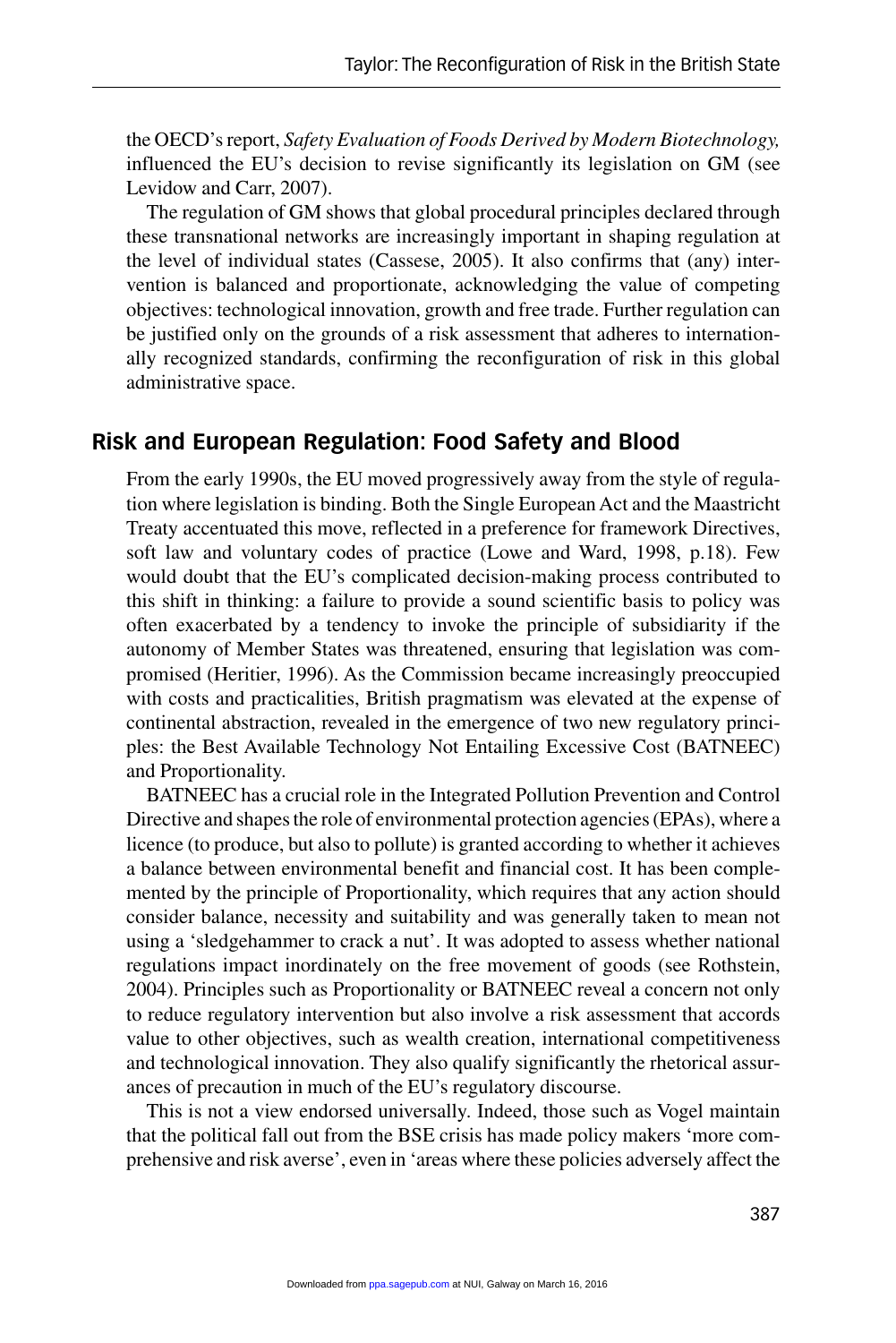the OECD's report, *Safety Evaluation of Foods Derived by Modern Biotechnology,* influenced the EU's decision to revise significantly its legislation on GM (see Levidow and Carr, 2007).

The regulation of GM shows that global procedural principles declared through these transnational networks are increasingly important in shaping regulation at the level of individual states (Cassese, 2005). It also confirms that (any) intervention is balanced and proportionate, acknowledging the value of competing objectives: technological innovation, growth and free trade. Further regulation can be justified only on the grounds of a risk assessment that adheres to internationally recognized standards, confirming the reconfiguration of risk in this global administrative space.

## Risk and European Regulation: Food Safety and Blood

From the early 1990s, the EU moved progressively away from the style of regulation where legislation is binding. Both the Single European Act and the Maastricht Treaty accentuated this move, reflected in a preference for framework Directives, soft law and voluntary codes of practice (Lowe and Ward, 1998, p.18). Few would doubt that the EU's complicated decision-making process contributed to this shift in thinking: a failure to provide a sound scientific basis to policy was often exacerbated by a tendency to invoke the principle of subsidiarity if the autonomy of Member States was threatened, ensuring that legislation was compromised (Heritier, 1996). As the Commission became increasingly preoccupied with costs and practicalities, British pragmatism was elevated at the expense of continental abstraction, revealed in the emergence of two new regulatory principles: the Best Available Technology Not Entailing Excessive Cost (BATNEEC) and Proportionality.

BATNEEC has a crucial role in the Integrated Pollution Prevention and Control Directive and shapes the role of environmental protection agencies (EPAs), where a licence (to produce, but also to pollute) is granted according to whether it achieves a balance between environmental benefit and financial cost. It has been complemented by the principle of Proportionality, which requires that any action should consider balance, necessity and suitability and was generally taken to mean not using a 'sledgehammer to crack a nut'. It was adopted to assess whether national regulations impact inordinately on the free movement of goods (see Rothstein, 2004). Principles such as Proportionality or BATNEEC reveal a concern not only to reduce regulatory intervention but also involve a risk assessment that accords value to other objectives, such as wealth creation, international competitiveness and technological innovation. They also qualify significantly the rhetorical assurances of precaution in much of the EU's regulatory discourse.

This is not a view endorsed universally. Indeed, those such as Vogel maintain that the political fall out from the BSE crisis has made policy makers 'more comprehensive and risk averse', even in 'areas where these policies adversely affect the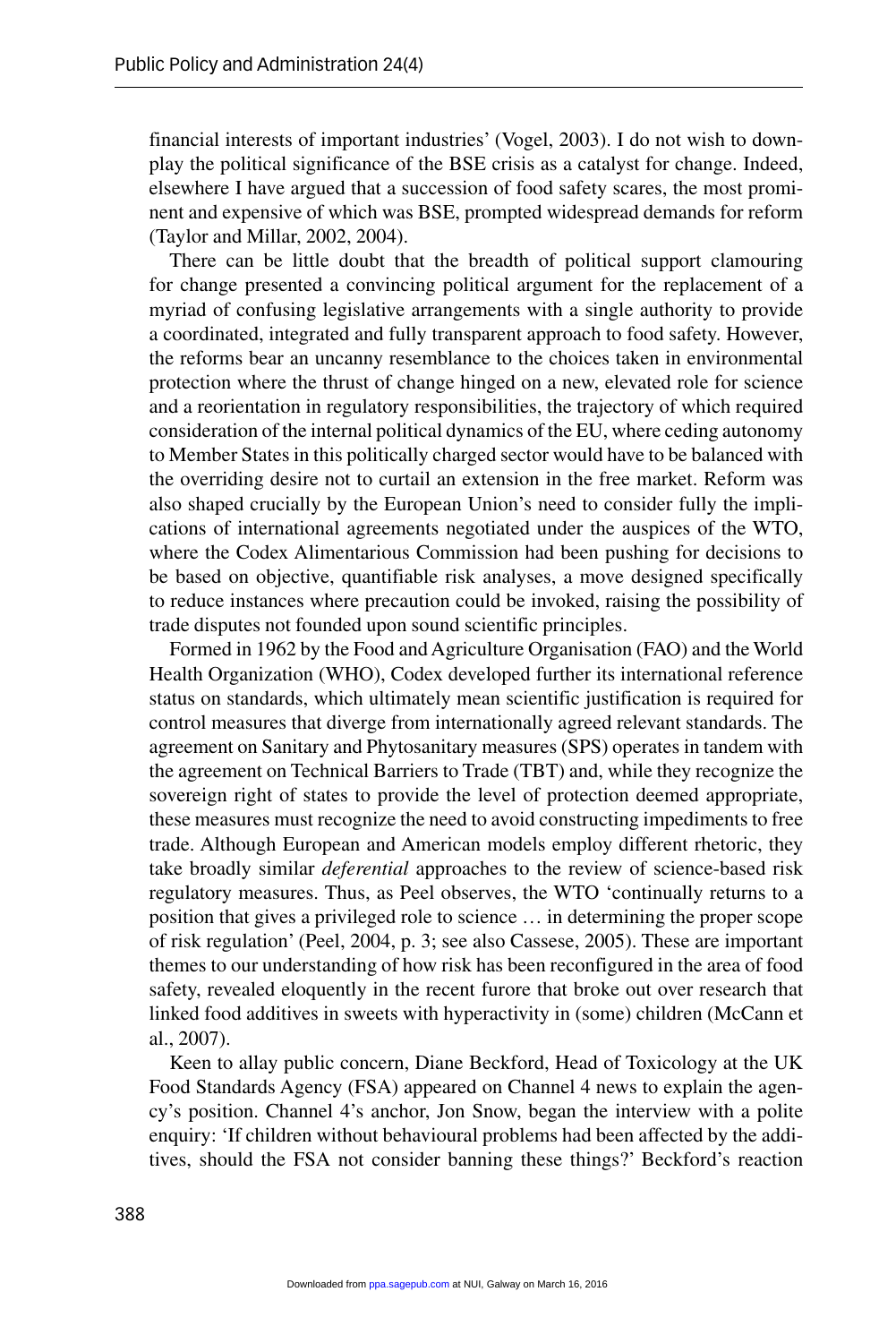financial interests of important industries' (Vogel, 2003). I do not wish to downplay the political significance of the BSE crisis as a catalyst for change. Indeed, elsewhere I have argued that a succession of food safety scares, the most prominent and expensive of which was BSE, prompted widespread demands for reform (Taylor and Millar, 2002, 2004).

There can be little doubt that the breadth of political support clamouring for change presented a convincing political argument for the replacement of a myriad of confusing legislative arrangements with a single authority to provide a coordinated, integrated and fully transparent approach to food safety. However, the reforms bear an uncanny resemblance to the choices taken in environmental protection where the thrust of change hinged on a new, elevated role for science and a reorientation in regulatory responsibilities, the trajectory of which required consideration of the internal political dynamics of the EU, where ceding autonomy to Member States in this politically charged sector would have to be balanced with the overriding desire not to curtail an extension in the free market. Reform was also shaped crucially by the European Union's need to consider fully the implications of international agreements negotiated under the auspices of the WTO, where the Codex Alimentarious Commission had been pushing for decisions to be based on objective, quantifiable risk analyses, a move designed specifically to reduce instances where precaution could be invoked, raising the possibility of trade disputes not founded upon sound scientific principles.

Formed in 1962 by the Food and Agriculture Organisation (FAO) and the World Health Organization (WHO), Codex developed further its international reference status on standards, which ultimately mean scientific justification is required for control measures that diverge from internationally agreed relevant standards. The agreement on Sanitary and Phytosanitary measures (SPS) operates in tandem with the agreement on Technical Barriers to Trade (TBT) and, while they recognize the sovereign right of states to provide the level of protection deemed appropriate, these measures must recognize the need to avoid constructing impediments to free trade. Although European and American models employ different rhetoric, they take broadly similar *deferential* approaches to the review of science-based risk regulatory measures. Thus, as Peel observes, the WTO 'continually returns to a position that gives a privileged role to science … in determining the proper scope of risk regulation' (Peel, 2004, p. 3; see also Cassese, 2005). These are important themes to our understanding of how risk has been reconfigured in the area of food safety, revealed eloquently in the recent furore that broke out over research that linked food additives in sweets with hyperactivity in (some) children (McCann et al., 2007).

Keen to allay public concern, Diane Beckford, Head of Toxicology at the UK Food Standards Agency (FSA) appeared on Channel 4 news to explain the agency's position. Channel 4's anchor, Jon Snow, began the interview with a polite enquiry: 'If children without behavioural problems had been affected by the additives, should the FSA not consider banning these things?' Beckford's reaction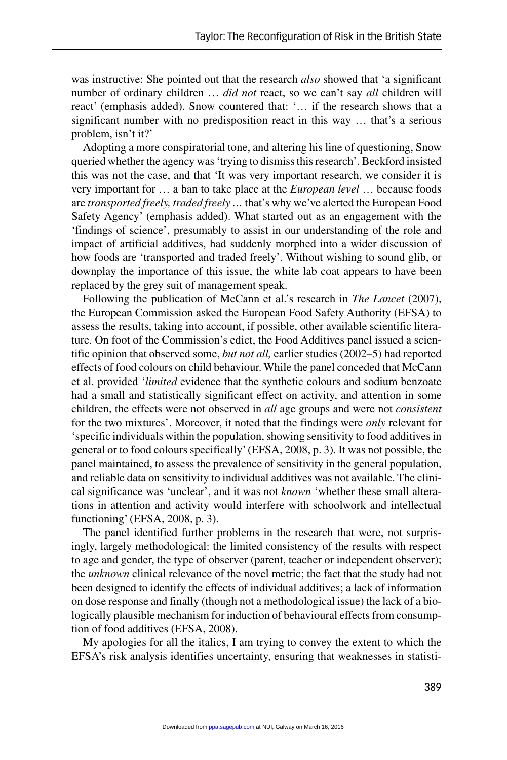was instructive: She pointed out that the research *also* showed that 'a significant number of ordinary children … *did not* react, so we can't say *all* children will react' (emphasis added). Snow countered that: '… if the research shows that a significant number with no predisposition react in this way … that's a serious problem, isn't it?'

Adopting a more conspiratorial tone, and altering his line of questioning, Snow queried whether the agency was 'trying to dismiss this research'. Beckford insisted this was not the case, and that 'It was very important research, we consider it is very important for … a ban to take place at the *European level* … because foods are *transported freely, traded freely* … that's why we've alerted the European Food Safety Agency' (emphasis added). What started out as an engagement with the 'findings of science', presumably to assist in our understanding of the role and impact of artificial additives, had suddenly morphed into a wider discussion of how foods are 'transported and traded freely'. Without wishing to sound glib, or downplay the importance of this issue, the white lab coat appears to have been replaced by the grey suit of management speak.

Following the publication of McCann et al.'s research in *The Lancet* (2007), the European Commission asked the European Food Safety Authority (EFSA) to assess the results, taking into account, if possible, other available scientific literature. On foot of the Commission's edict, the Food Additives panel issued a scientific opinion that observed some, *but not all,* earlier studies (2002–5) had reported effects of food colours on child behaviour. While the panel conceded that McCann et al. provided '*limited* evidence that the synthetic colours and sodium benzoate had a small and statistically significant effect on activity, and attention in some children, the effects were not observed in *all* age groups and were not *consistent* for the two mixtures'. Moreover, it noted that the findings were *only* relevant for 'specific individuals within the population, showing sensitivity to food additives in general or to food colours specifically' (EFSA, 2008, p. 3). It was not possible, the panel maintained, to assess the prevalence of sensitivity in the general population, and reliable data on sensitivity to individual additives was not available. The clinical significance was 'unclear', and it was not *known* 'whether these small alterations in attention and activity would interfere with schoolwork and intellectual functioning' (EFSA, 2008, p. 3).

The panel identified further problems in the research that were, not surprisingly, largely methodological: the limited consistency of the results with respect to age and gender, the type of observer (parent, teacher or independent observer); the *unknown* clinical relevance of the novel metric; the fact that the study had not been designed to identify the effects of individual additives; a lack of information on dose response and finally (though not a methodological issue) the lack of a biologically plausible mechanism for induction of behavioural effects from consumption of food additives (EFSA, 2008).

My apologies for all the italics, I am trying to convey the extent to which the EFSA's risk analysis identifies uncertainty, ensuring that weaknesses in statisti-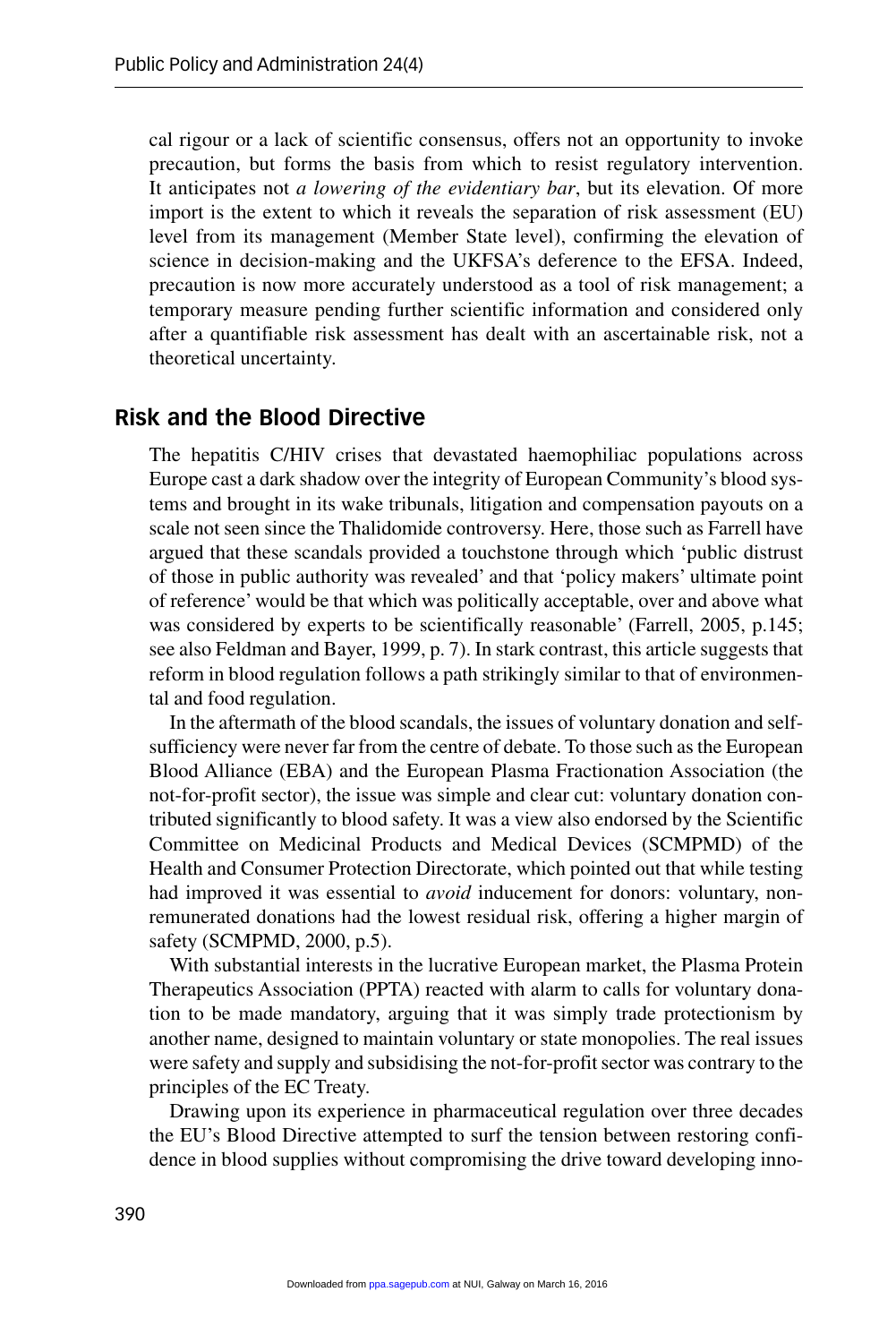cal rigour or a lack of scientific consensus, offers not an opportunity to invoke precaution, but forms the basis from which to resist regulatory intervention. It anticipates not *a lowering of the evidentiary bar*, but its elevation. Of more import is the extent to which it reveals the separation of risk assessment (EU) level from its management (Member State level), confirming the elevation of science in decision-making and the UKFSA's deference to the EFSA. Indeed, precaution is now more accurately understood as a tool of risk management; a temporary measure pending further scientific information and considered only after a quantifiable risk assessment has dealt with an ascertainable risk, not a theoretical uncertainty.

## Risk and the Blood Directive

The hepatitis C/HIV crises that devastated haemophiliac populations across Europe cast a dark shadow over the integrity of European Community's blood systems and brought in its wake tribunals, litigation and compensation payouts on a scale not seen since the Thalidomide controversy. Here, those such as Farrell have argued that these scandals provided a touchstone through which 'public distrust of those in public authority was revealed' and that 'policy makers' ultimate point of reference' would be that which was politically acceptable, over and above what was considered by experts to be scientifically reasonable' (Farrell, 2005, p.145; see also Feldman and Bayer, 1999, p. 7). In stark contrast, this article suggests that reform in blood regulation follows a path strikingly similar to that of environmental and food regulation.

In the aftermath of the blood scandals, the issues of voluntary donation and self-sufficiency were never far from the centre of debate. To those such as the European Blood Alliance (EBA) and the European Plasma Fractionation Association (the not-for-profit sector), the issue was simple and clear cut: voluntary donation contributed significantly to blood safety. It was a view also endorsed by the Scientific Committee on Medicinal Products and Medical Devices (SCMPMD) of the Health and Consumer Protection Directorate, which pointed out that while testing had improved it was essential to *avoid* inducement for donors: voluntary, non-remunerated donations had the lowest residual risk, offering a higher margin of safety (SCMPMD, 2000, p.5).

With substantial interests in the lucrative European market, the Plasma Protein Therapeutics Association (PPTA) reacted with alarm to calls for voluntary donation to be made mandatory, arguing that it was simply trade protectionism by another name, designed to maintain voluntary or state monopolies. The real issues were safety and supply and subsidising the not-for-profit sector was contrary to the principles of the EC Treaty.

Drawing upon its experience in pharmaceutical regulation over three decades the EU's Blood Directive attempted to surf the tension between restoring confidence in blood supplies without compromising the drive toward developing inno-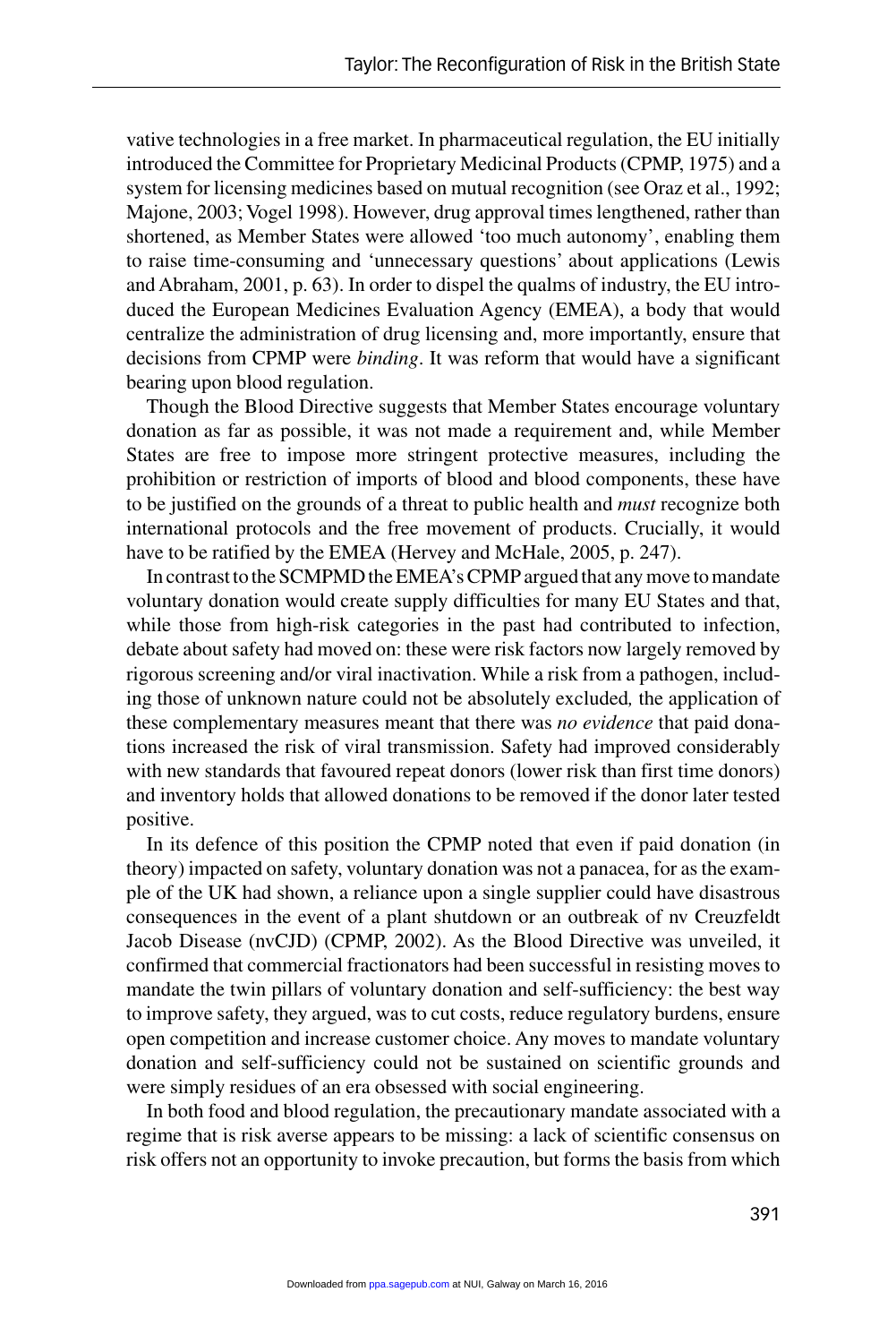vative technologies in a free market. In pharmaceutical regulation, the EU initially introduced the Committee for Proprietary Medicinal Products (CPMP, 1975) and a system for licensing medicines based on mutual recognition (see Oraz et al., 1992; Majone, 2003; Vogel 1998). However, drug approval times lengthened, rather than shortened, as Member States were allowed 'too much autonomy', enabling them to raise time-consuming and 'unnecessary questions' about applications (Lewis and Abraham, 2001, p. 63). In order to dispel the qualms of industry, the EU introduced the European Medicines Evaluation Agency (EMEA), a body that would centralize the administration of drug licensing and, more importantly, ensure that decisions from CPMP were *binding*. It was reform that would have a significant bearing upon blood regulation.

Though the Blood Directive suggests that Member States encourage voluntary donation as far as possible, it was not made a requirement and, while Member States are free to impose more stringent protective measures, including the prohibition or restriction of imports of blood and blood components, these have to be justified on the grounds of a threat to public health and *must* recognize both international protocols and the free movement of products. Crucially, it would have to be ratified by the EMEA (Hervey and McHale, 2005, p. 247).

In contrast to the SCMPMD the EMEA's CPMP argued that any move to mandate voluntary donation would create supply difficulties for many EU States and that, while those from high-risk categories in the past had contributed to infection, debate about safety had moved on: these were risk factors now largely removed by rigorous screening and/or viral inactivation. While a risk from a pathogen, including those of unknown nature could not be absolutely excluded, the application of these complementary measures meant that there was *no evidence* that paid donations increased the risk of viral transmission. Safety had improved considerably with new standards that favoured repeat donors (lower risk than first time donors) and inventory holds that allowed donations to be removed if the donor later tested positive.

In its defence of this position the CPMP noted that even if paid donation (in theory) impacted on safety, voluntary donation was not a panacea, for as the example of the UK had shown, a reliance upon a single supplier could have disastrous consequences in the event of a plant shutdown or an outbreak of nv Creuzfeldt Jacob Disease (nvCJD) (CPMP, 2002). As the Blood Directive was unveiled, it confirmed that commercial fractionators had been successful in resisting moves to mandate the twin pillars of voluntary donation and self-sufficiency: the best way to improve safety, they argued, was to cut costs, reduce regulatory burdens, ensure open competition and increase customer choice. Any moves to mandate voluntary donation and self-sufficiency could not be sustained on scientific grounds and were simply residues of an era obsessed with social engineering.

In both food and blood regulation, the precautionary mandate associated with a regime that is risk averse appears to be missing: a lack of scientific consensus on risk offers not an opportunity to invoke precaution, but forms the basis from which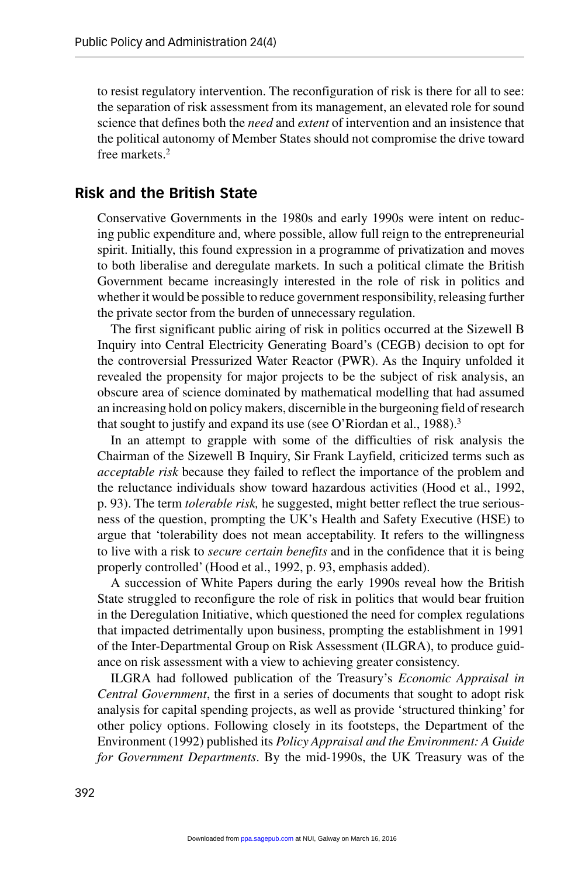to resist regulatory intervention. The reconfiguration of risk is there for all to see: the separation of risk assessment from its management, an elevated role for sound science that defines both the *need* and *extent* of intervention and an insistence that the political autonomy of Member States should not compromise the drive toward free markets.[2]

## Risk and the British State

Conservative Governments in the 1980s and early 1990s were intent on reducing public expenditure and, where possible, allow full reign to the entrepreneurial spirit. Initially, this found expression in a programme of privatization and moves to both liberalise and deregulate markets. In such a political climate the British Government became increasingly interested in the role of risk in politics and whether it would be possible to reduce government responsibility, releasing further the private sector from the burden of unnecessary regulation.

The first significant public airing of risk in politics occurred at the Sizewell B Inquiry into Central Electricity Generating Board's (CEGB) decision to opt for the controversial Pressurized Water Reactor (PWR). As the Inquiry unfolded it revealed the propensity for major projects to be the subject of risk analysis, an obscure area of science dominated by mathematical modelling that had assumed an increasing hold on policy makers, discernible in the burgeoning field of research that sought to justify and expand its use (see O'Riordan et al., 1988).[3]

In an attempt to grapple with some of the difficulties of risk analysis the Chairman of the Sizewell B Inquiry, Sir Frank Layfield, criticized terms such as *acceptable risk* because they failed to reflect the importance of the problem and the reluctance individuals show toward hazardous activities (Hood et al., 1992, p. 93). The term *tolerable risk,* he suggested, might better reflect the true seriousness of the question, prompting the UK's Health and Safety Executive (HSE) to argue that 'tolerability does not mean acceptability. It refers to the willingness to live with a risk to *secure certain benefits* and in the confidence that it is being properly controlled' (Hood et al., 1992, p. 93, emphasis added).

A succession of White Papers during the early 1990s reveal how the British State struggled to reconfigure the role of risk in politics that would bear fruition in the Deregulation Initiative, which questioned the need for complex regulations that impacted detrimentally upon business, prompting the establishment in 1991 of the Inter-Departmental Group on Risk Assessment (ILGRA), to produce guidance on risk assessment with a view to achieving greater consistency.

ILGRA had followed publication of the Treasury's *Economic Appraisal in Central Government*, the first in a series of documents that sought to adopt risk analysis for capital spending projects, as well as provide 'structured thinking' for other policy options. Following closely in its footsteps, the Department of the Environment (1992) published its *Policy Appraisal and the Environment: A Guide for Government Departments*. By the mid-1990s, the UK Treasury was of the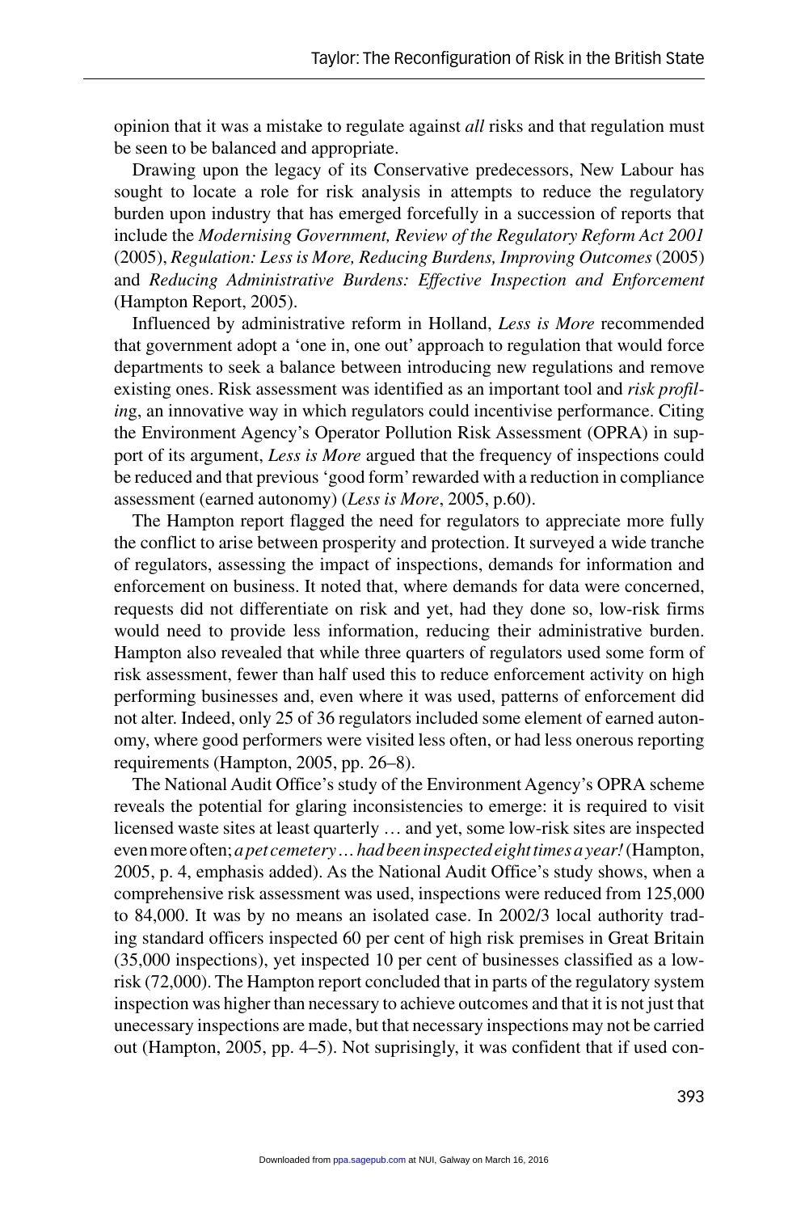opinion that it was a mistake to regulate against *all* risks and that regulation must be seen to be balanced and appropriate.

Drawing upon the legacy of its Conservative predecessors, New Labour has sought to locate a role for risk analysis in attempts to reduce the regulatory burden upon industry that has emerged forcefully in a succession of reports that include the *Modernising Government, Review of the Regulatory Reform Act 2001* (2005), *Regulation: Less is More, Reducing Burdens, Improving Outcomes* (2005) and *Reducing Administrative Burdens: Effective Inspection and Enforcement* (Hampton Report, 2005).

Influenced by administrative reform in Holland, *Less is More* recommended that government adopt a 'one in, one out' approach to regulation that would force departments to seek a balance between introducing new regulations and remove existing ones. Risk assessment was identified as an important tool and *risk profiling*, an innovative way in which regulators could incentivise performance. Citing the Environment Agency's Operator Pollution Risk Assessment (OPRA) in support of its argument, *Less is More* argued that the frequency of inspections could be reduced and that previous 'good form' rewarded with a reduction in compliance assessment (earned autonomy) (*Less is More*, 2005, p.60).

The Hampton report flagged the need for regulators to appreciate more fully the conflict to arise between prosperity and protection. It surveyed a wide tranche of regulators, assessing the impact of inspections, demands for information and enforcement on business. It noted that, where demands for data were concerned, requests did not differentiate on risk and yet, had they done so, low-risk firms would need to provide less information, reducing their administrative burden. Hampton also revealed that while three quarters of regulators used some form of risk assessment, fewer than half used this to reduce enforcement activity on high performing businesses and, even where it was used, patterns of enforcement did not alter. Indeed, only 25 of 36 regulators included some element of earned autonomy, where good performers were visited less often, or had less onerous reporting requirements (Hampton, 2005, pp. 26–8).

The National Audit Office's study of the Environment Agency's OPRA scheme reveals the potential for glaring inconsistencies to emerge: it is required to visit licensed waste sites at least quarterly … and yet, some low-risk sites are inspected even more often; *a pet cemetery … had been inspected eight times a year!* (Hampton, 2005, p. 4, emphasis added). As the National Audit Office's study shows, when a comprehensive risk assessment was used, inspections were reduced from 125,000 to 84,000. It was by no means an isolated case. In 2002/3 local authority trading standard officers inspected 60 per cent of high risk premises in Great Britain (35,000 inspections), yet inspected 10 per cent of businesses classified as a low-risk (72,000). The Hampton report concluded that in parts of the regulatory system inspection was higher than necessary to achieve outcomes and that it is not just that unecessary inspections are made, but that necessary inspections may not be carried out (Hampton, 2005, pp. 4–5). Not suprisingly, it was confident that if used con-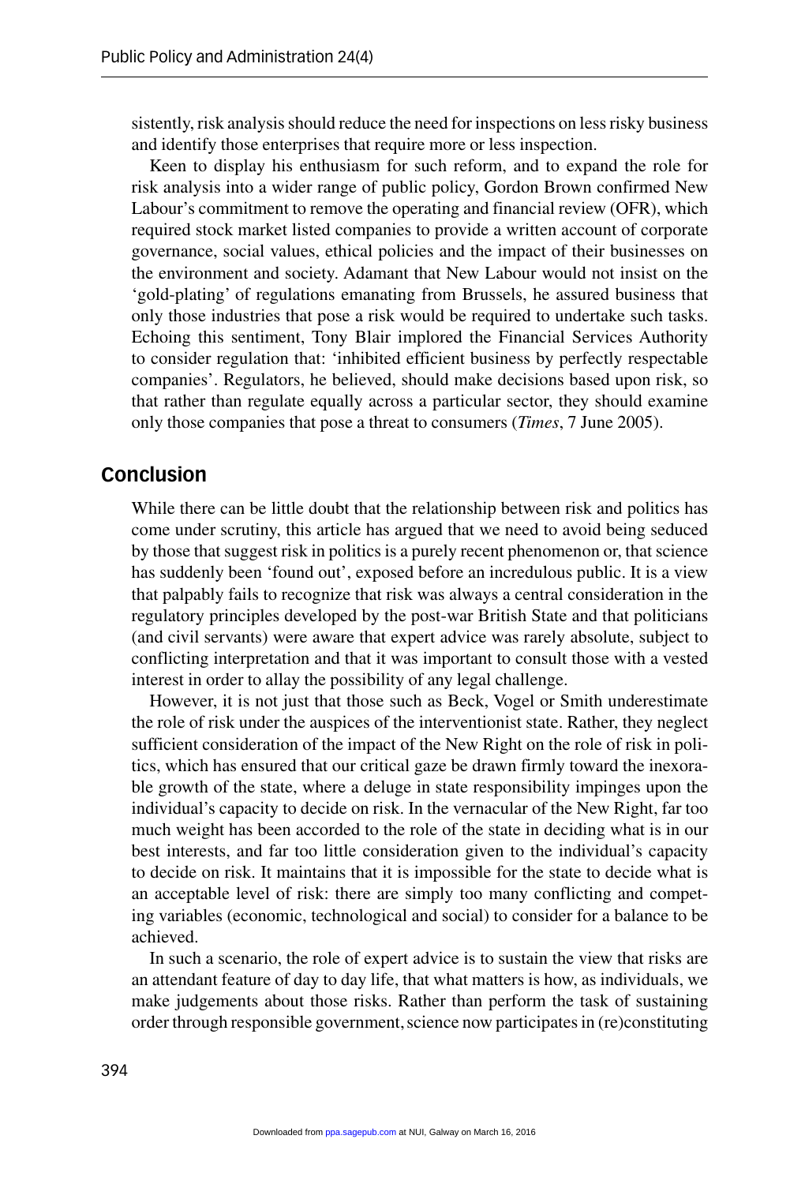sistently, risk analysis should reduce the need for inspections on less risky business and identify those enterprises that require more or less inspection.

Keen to display his enthusiasm for such reform, and to expand the role for risk analysis into a wider range of public policy, Gordon Brown confirmed New Labour's commitment to remove the operating and financial review (OFR), which required stock market listed companies to provide a written account of corporate governance, social values, ethical policies and the impact of their businesses on the environment and society. Adamant that New Labour would not insist on the 'gold-plating' of regulations emanating from Brussels, he assured business that only those industries that pose a risk would be required to undertake such tasks. Echoing this sentiment, Tony Blair implored the Financial Services Authority to consider regulation that: 'inhibited efficient business by perfectly respectable companies'. Regulators, he believed, should make decisions based upon risk, so that rather than regulate equally across a particular sector, they should examine only those companies that pose a threat to consumers (*Times*, 7 June 2005).

## Conclusion

While there can be little doubt that the relationship between risk and politics has come under scrutiny, this article has argued that we need to avoid being seduced by those that suggest risk in politics is a purely recent phenomenon or, that science has suddenly been 'found out', exposed before an incredulous public. It is a view that palpably fails to recognize that risk was always a central consideration in the regulatory principles developed by the post-war British State and that politicians (and civil servants) were aware that expert advice was rarely absolute, subject to conflicting interpretation and that it was important to consult those with a vested interest in order to allay the possibility of any legal challenge.

However, it is not just that those such as Beck, Vogel or Smith underestimate the role of risk under the auspices of the interventionist state. Rather, they neglect sufficient consideration of the impact of the New Right on the role of risk in politics, which has ensured that our critical gaze be drawn firmly toward the inexorable growth of the state, where a deluge in state responsibility impinges upon the individual's capacity to decide on risk. In the vernacular of the New Right, far too much weight has been accorded to the role of the state in deciding what is in our best interests, and far too little consideration given to the individual's capacity to decide on risk. It maintains that it is impossible for the state to decide what is an acceptable level of risk: there are simply too many conflicting and competing variables (economic, technological and social) to consider for a balance to be achieved.

In such a scenario, the role of expert advice is to sustain the view that risks are an attendant feature of day to day life, that what matters is how, as individuals, we make judgements about those risks. Rather than perform the task of sustaining order through responsible government, science now participates in (re)constituting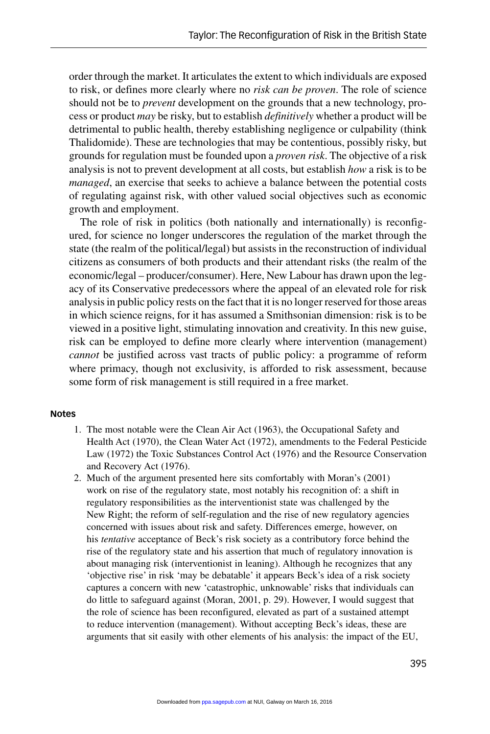order through the market. It articulates the extent to which individuals are exposed to risk, or defines more clearly where no *risk can be proven*. The role of science should not be to *prevent* development on the grounds that a new technology, process or product *may* be risky, but to establish *definitively* whether a product will be detrimental to public health, thereby establishing negligence or culpability (think Thalidomide). These are technologies that may be contentious, possibly risky, but grounds for regulation must be founded upon a *proven risk*. The objective of a risk analysis is not to prevent development at all costs, but establish *how* a risk is to be *managed*, an exercise that seeks to achieve a balance between the potential costs of regulating against risk, with other valued social objectives such as economic growth and employment.

The role of risk in politics (both nationally and internationally) is reconfigured, for science no longer underscores the regulation of the market through the state (the realm of the political/legal) but assists in the reconstruction of individual citizens as consumers of both products and their attendant risks (the realm of the economic/legal – producer/consumer). Here, New Labour has drawn upon the legacy of its Conservative predecessors where the appeal of an elevated role for risk analysis in public policy rests on the fact that it is no longer reserved for those areas in which science reigns, for it has assumed a Smithsonian dimension: risk is to be viewed in a positive light, stimulating innovation and creativity. In this new guise, risk can be employed to define more clearly where intervention (management) *cannot* be justified across vast tracts of public policy: a programme of reform where primacy, though not exclusivity, is afforded to risk assessment, because some form of risk management is still required in a free market.

## Notes

1. The most notable were the Clean Air Act (1963), the Occupational Safety and Health Act (1970), the Clean Water Act (1972), amendments to the Federal Pesticide Law (1972) the Toxic Substances Control Act (1976) and the Resource Conservation and Recovery Act (1976).
2. Much of the argument presented here sits comfortably with Moran's (2001) work on rise of the regulatory state, most notably his recognition of: a shift in regulatory responsibilities as the interventionist state was challenged by the New Right; the reform of self-regulation and the rise of new regulatory agencies concerned with issues about risk and safety. Differences emerge, however, on his *tentative* acceptance of Beck's risk society as a contributory force behind the rise of the regulatory state and his assertion that much of regulatory innovation is about managing risk (interventionist in leaning). Although he recognizes that any 'objective rise' in risk 'may be debatable' it appears Beck's idea of a risk society captures a concern with new 'catastrophic, unknowable' risks that individuals can do little to safeguard against (Moran, 2001, p. 29). However, I would suggest that the role of science has been reconfigured, elevated as part of a sustained attempt to reduce intervention (management). Without accepting Beck's ideas, these are arguments that sit easily with other elements of his analysis: the impact of the EU,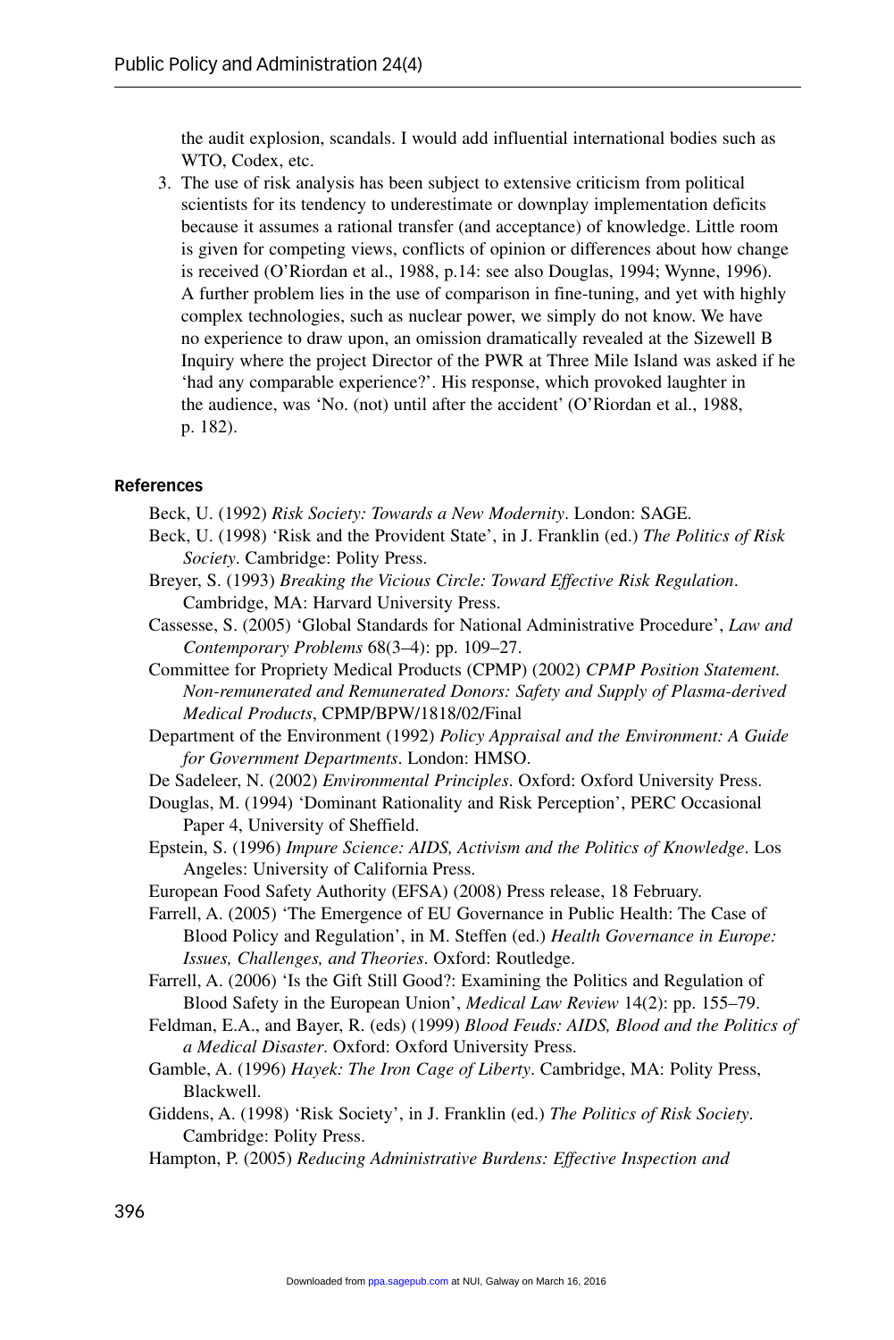the audit explosion, scandals. I would add influential international bodies such as WTO, Codex, etc.

3. The use of risk analysis has been subject to extensive criticism from political scientists for its tendency to underestimate or downplay implementation deficits because it assumes a rational transfer (and acceptance) of knowledge. Little room is given for competing views, conflicts of opinion or differences about how change is received (O'Riordan et al., 1988, p.14: see also Douglas, 1994; Wynne, 1996). A further problem lies in the use of comparison in fine-tuning, and yet with highly complex technologies, such as nuclear power, we simply do not know. We have no experience to draw upon, an omission dramatically revealed at the Sizewell B Inquiry where the project Director of the PWR at Three Mile Island was asked if he 'had any comparable experience?'. His response, which provoked laughter in the audience, was 'No. (not) until after the accident' (O'Riordan et al., 1988, p. 182).

## References

Beck, U. (1992) *Risk Society: Towards a New Modernity*. London: SAGE.

Beck, U. (1998) 'Risk and the Provident State', in J. Franklin (ed.) *The Politics of Risk Society*. Cambridge: Polity Press.

Breyer, S. (1993) *Breaking the Vicious Circle: Toward Effective Risk Regulation*. Cambridge, MA: Harvard University Press.

Cassesse, S. (2005) 'Global Standards for National Administrative Procedure', *Law and Contemporary Problems* 68(3–4): pp. 109–27.

Committee for Propriety Medical Products (CPMP) (2002) *CPMP Position Statement. Non-remunerated and Remunerated Donors: Safety and Supply of Plasma-derived Medical Products*, CPMP/BPW/1818/02/Final

Department of the Environment (1992) *Policy Appraisal and the Environment: A Guide for Government Departments*. London: HMSO.

De Sadeleer, N. (2002) *Environmental Principles*. Oxford: Oxford University Press.

Douglas, M. (1994) 'Dominant Rationality and Risk Perception', PERC Occasional Paper 4, University of Sheffield.

Epstein, S. (1996) *Impure Science: AIDS, Activism and the Politics of Knowledge*. Los Angeles: University of California Press.

European Food Safety Authority (EFSA) (2008) Press release, 18 February.

Farrell, A. (2005) 'The Emergence of EU Governance in Public Health: The Case of Blood Policy and Regulation', in M. Steffen (ed.) *Health Governance in Europe: Issues, Challenges, and Theories*. Oxford: Routledge.

Farrell, A. (2006) 'Is the Gift Still Good?: Examining the Politics and Regulation of Blood Safety in the European Union', *Medical Law Review* 14(2): pp. 155–79.

Feldman, E.A., and Bayer, R. (eds) (1999) *Blood Feuds: AIDS, Blood and the Politics of a Medical Disaster*. Oxford: Oxford University Press.

Gamble, A. (1996) *Hayek: The Iron Cage of Liberty*. Cambridge, MA: Polity Press, Blackwell.

Giddens, A. (1998) 'Risk Society', in J. Franklin (ed.) *The Politics of Risk Society*. Cambridge: Polity Press.

Hampton, P. (2005) *Reducing Administrative Burdens: Effective Inspection and*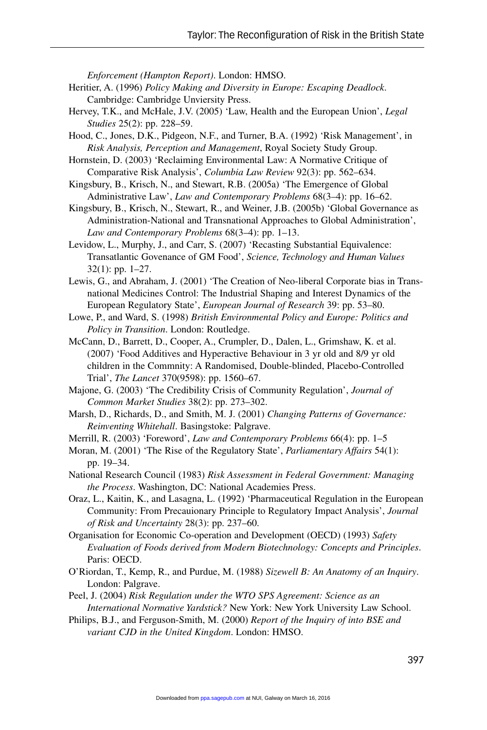*Enforcement (Hampton Report)*. London: HMSO.

Heritier, A. (1996) *Policy Making and Diversity in Europe: Escaping Deadlock*. Cambridge: Cambridge Unviersity Press.

Hervey, T.K., and McHale, J.V. (2005) 'Law, Health and the European Union', *Legal Studies* 25(2): pp. 228–59.

Hood, C., Jones, D.K., Pidgeon, N.F., and Turner, B.A. (1992) 'Risk Management', in *Risk Analysis, Perception and Management*, Royal Society Study Group.

Hornstein, D. (2003) 'Reclaiming Environmental Law: A Normative Critique of Comparative Risk Analysis', *Columbia Law Review* 92(3): pp. 562–634.

Kingsbury, B., Krisch, N., and Stewart, R.B. (2005a) 'The Emergence of Global Administrative Law', *Law and Contemporary Problems* 68(3–4): pp. 16–62.

Kingsbury, B., Krisch, N., Stewart, R., and Weiner, J.B. (2005b) 'Global Governance as Administration-National and Transnational Approaches to Global Administration', *Law and Contemporary Problems* 68(3–4): pp. 1–13.

Levidow, L., Murphy, J., and Carr, S. (2007) 'Recasting Substantial Equivalence: Transatlantic Govenance of GM Food', *Science, Technology and Human Values* 32(1): pp. 1–27.

Lewis, G., and Abraham, J. (2001) 'The Creation of Neo-liberal Corporate bias in Transnational Medicines Control: The Industrial Shaping and Interest Dynamics of the European Regulatory State', *European Journal of Research* 39: pp. 53–80.

Lowe, P., and Ward, S. (1998) *British Environmental Policy and Europe: Politics and Policy in Transition*. London: Routledge.

McCann, D., Barrett, D., Cooper, A., Crumpler, D., Dalen, L., Grimshaw, K. et al. (2007) 'Food Additives and Hyperactive Behaviour in 3 yr old and 8/9 yr old children in the Commnity: A Randomised, Double-blinded, Placebo-Controlled Trial', *The Lancet* 370(9598): pp. 1560–67.

Majone, G. (2003) 'The Credibility Crisis of Community Regulation', *Journal of Common Market Studies* 38(2): pp. 273–302.

Marsh, D., Richards, D., and Smith, M. J. (2001) *Changing Patterns of Governance: Reinventing Whitehall*. Basingstoke: Palgrave.

Merrill, R. (2003) 'Foreword', *Law and Contemporary Problems* 66(4): pp. 1–5

Moran, M. (2001) 'The Rise of the Regulatory State', *Parliamentary Affairs* 54(1): pp. 19–34.

National Research Council (1983) *Risk Assessment in Federal Government: Managing the Process*. Washington, DC: National Academies Press.

Oraz, L., Kaitin, K., and Lasagna, L. (1992) 'Pharmaceutical Regulation in the European Community: From Precauionary Principle to Regulatory Impact Analysis', *Journal of Risk and Uncertainty* 28(3): pp. 237–60.

Organisation for Economic Co-operation and Development (OECD) (1993) *Safety Evaluation of Foods derived from Modern Biotechnology: Concepts and Principles*. Paris: OECD.

O'Riordan, T., Kemp, R., and Purdue, M. (1988) *Sizewell B: An Anatomy of an Inquiry*. London: Palgrave.

Peel, J. (2004) *Risk Regulation under the WTO SPS Agreement: Science as an International Normative Yardstick?* New York: New York University Law School.

Philips, B.J., and Ferguson-Smith, M. (2000) *Report of the Inquiry of into BSE and variant CJD in the United Kingdom*. London: HMSO.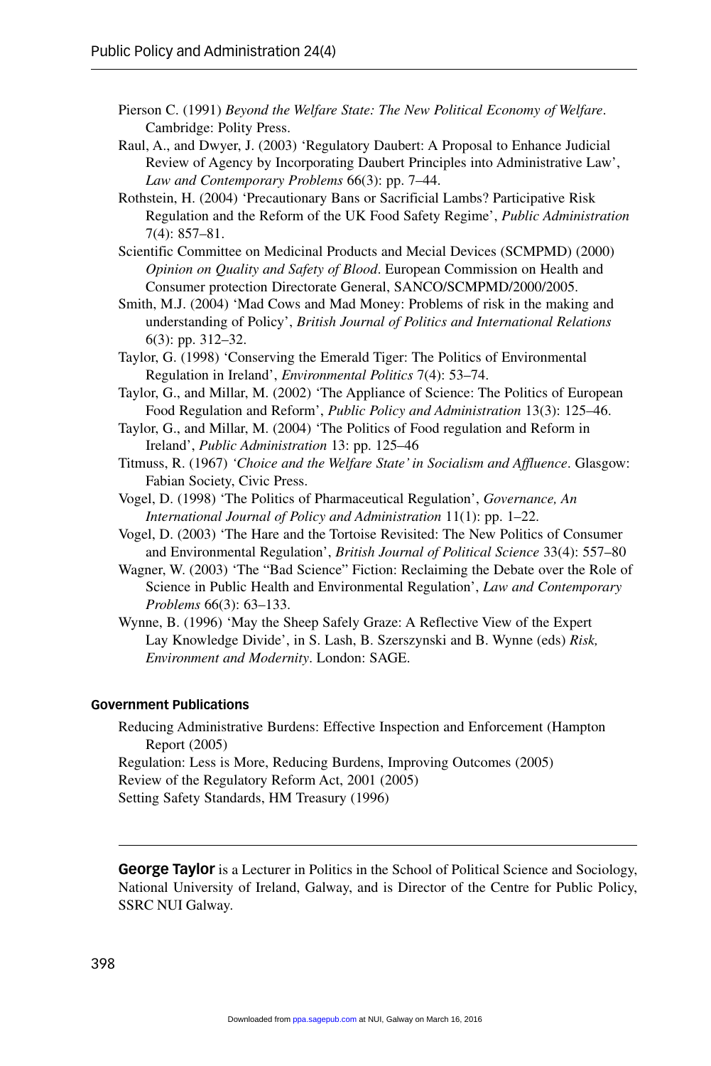Pierson C. (1991) *Beyond the Welfare State: The New Political Economy of Welfare*. Cambridge: Polity Press.

Raul, A., and Dwyer, J. (2003) 'Regulatory Daubert: A Proposal to Enhance Judicial Review of Agency by Incorporating Daubert Principles into Administrative Law', *Law and Contemporary Problems* 66(3): pp. 7–44.

Rothstein, H. (2004) 'Precautionary Bans or Sacrificial Lambs? Participative Risk Regulation and the Reform of the UK Food Safety Regime', *Public Administration* 7(4): 857–81.

Scientific Committee on Medicinal Products and Mecial Devices (SCMPMD) (2000) *Opinion on Quality and Safety of Blood*. European Commission on Health and Consumer protection Directorate General, SANCO/SCMPMD/2000/2005.

Smith, M.J. (2004) 'Mad Cows and Mad Money: Problems of risk in the making and understanding of Policy', *British Journal of Politics and International Relations* 6(3): pp. 312–32.

Taylor, G. (1998) 'Conserving the Emerald Tiger: The Politics of Environmental Regulation in Ireland', *Environmental Politics* 7(4): 53–74.

Taylor, G., and Millar, M. (2002) 'The Appliance of Science: The Politics of European Food Regulation and Reform', *Public Policy and Administration* 13(3): 125–46.

Taylor, G., and Millar, M. (2004) 'The Politics of Food regulation and Reform in Ireland', *Public Administration* 13: pp. 125–46

Titmuss, R. (1967) *'Choice and the Welfare State' in Socialism and Affluence*. Glasgow: Fabian Society, Civic Press.

Vogel, D. (1998) 'The Politics of Pharmaceutical Regulation', *Governance, An International Journal of Policy and Administration* 11(1): pp. 1–22.

Vogel, D. (2003) 'The Hare and the Tortoise Revisited: The New Politics of Consumer and Environmental Regulation', *British Journal of Political Science* 33(4): 557–80

Wagner, W. (2003) 'The "Bad Science" Fiction: Reclaiming the Debate over the Role of Science in Public Health and Environmental Regulation', *Law and Contemporary Problems* 66(3): 63–133.

Wynne, B. (1996) 'May the Sheep Safely Graze: A Reflective View of the Expert Lay Knowledge Divide', in S. Lash, B. Szerszynski and B. Wynne (eds) *Risk, Environment and Modernity*. London: SAGE.

#### Government Publications

Reducing Administrative Burdens: Effective Inspection and Enforcement (Hampton Report (2005)

Regulation: Less is More, Reducing Burdens, Improving Outcomes (2005)

Review of the Regulatory Reform Act, 2001 (2005)

Setting Safety Standards, HM Treasury (1996)

---

**George Taylor** is a Lecturer in Politics in the School of Political Science and Sociology, National University of Ireland, Galway, and is Director of the Centre for Public Policy, SSRC NUI Galway.